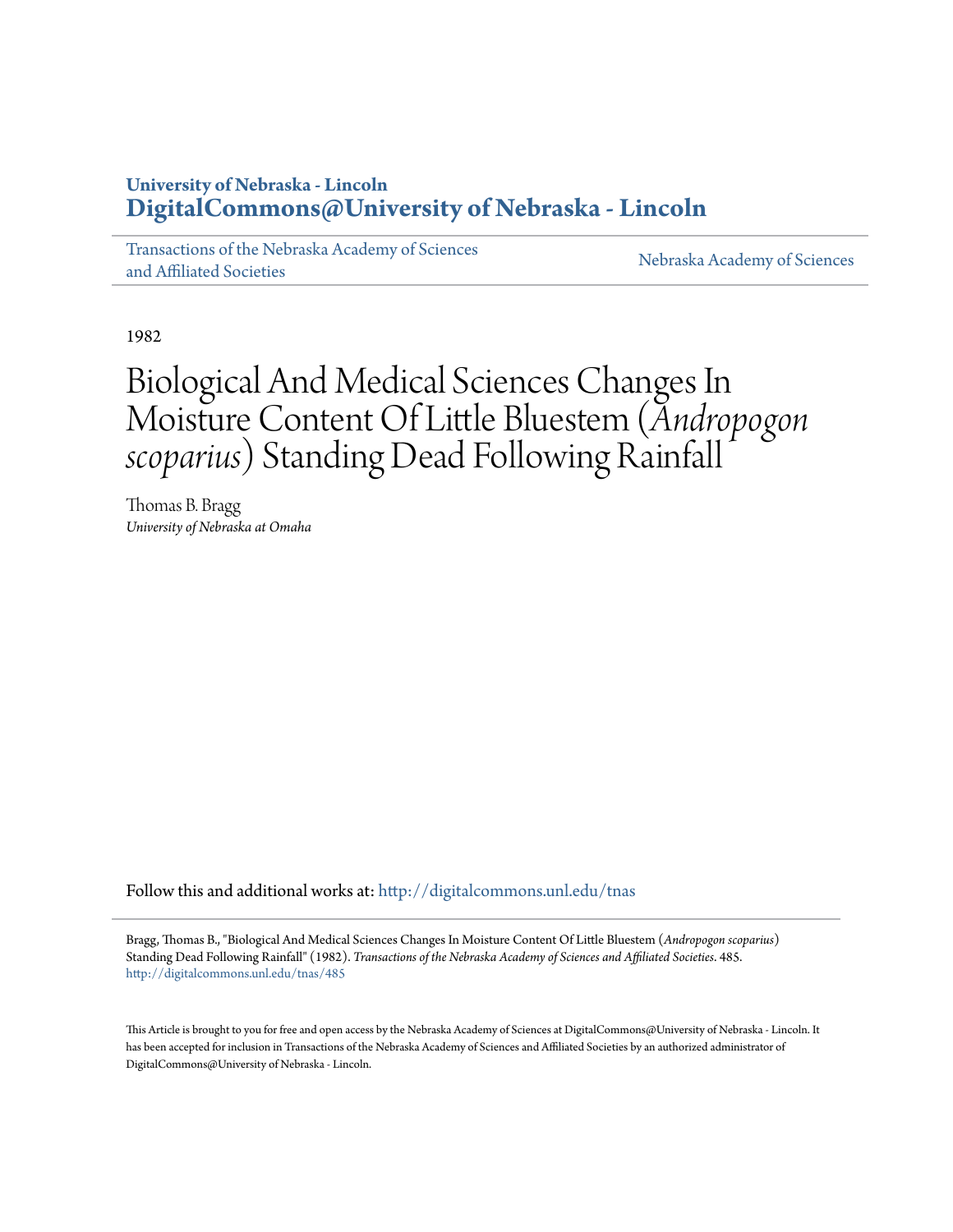University of Nebraska - Lincoln
**DigitalCommons@University of Nebraska - Lincoln**

Transactions of the Nebraska Academy of Sciences and Affiliated Societies

Nebraska Academy of Sciences

1982

# Biological And Medical Sciences Changes In Moisture Content Of Little Bluestem (*Andropogon scoparius*) Standing Dead Following Rainfall

Thomas B. Bragg
*University of Nebraska at Omaha*

Follow this and additional works at: http://digitalcommons.unl.edu/tnas

Bragg, Thomas B., "Biological And Medical Sciences Changes In Moisture Content Of Little Bluestem (*Andropogon scoparius*) Standing Dead Following Rainfall" (1982). *Transactions of the Nebraska Academy of Sciences and Affiliated Societies*. 485.
http://digitalcommons.unl.edu/tnas/485

This Article is brought to you for free and open access by the Nebraska Academy of Sciences at DigitalCommons@University of Nebraska - Lincoln. It has been accepted for inclusion in Transactions of the Nebraska Academy of Sciences and Affiliated Societies by an authorized administrator of DigitalCommons@University of Nebraska - Lincoln.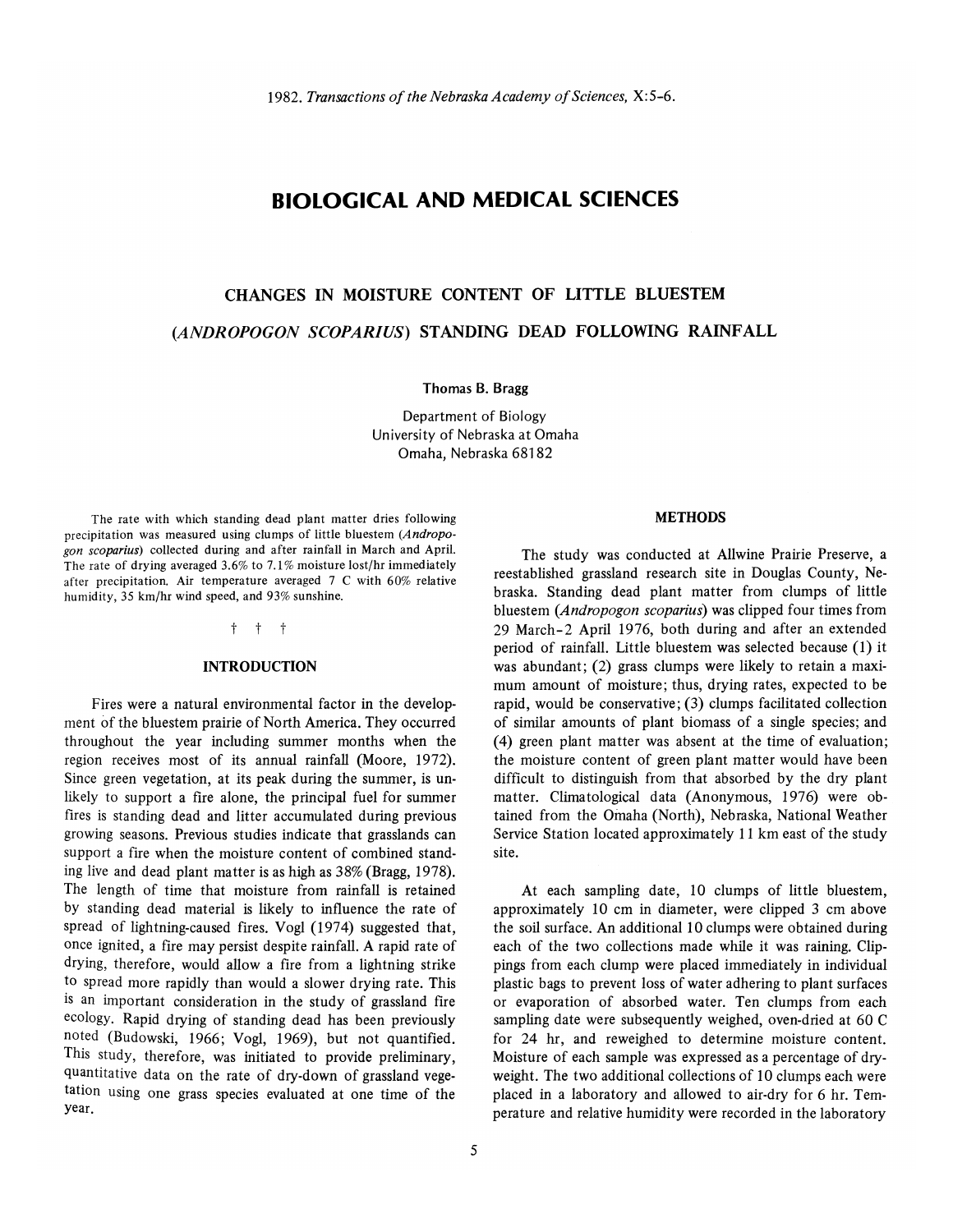# BIOLOGICAL AND MEDICAL SCIENCES

## CHANGES IN MOISTURE CONTENT OF LITTLE BLUESTEM (*ANDROPOGON SCOPARIUS*) STANDING DEAD FOLLOWING RAINFALL

**Thomas B. Bragg**

Department of Biology
University of Nebraska at Omaha
Omaha, Nebraska 68182

The rate with which standing dead plant matter dries following precipitation was measured using clumps of little bluestem (*Andropogon scoparius*) collected during and after rainfall in March and April. The rate of drying averaged 3.6% to 7.1% moisture lost/hr immediately after precipitation. Air temperature averaged 7 C with 60% relative humidity, 35 km/hr wind speed, and 93% sunshine.

† † †

### INTRODUCTION

Fires were a natural environmental factor in the development of the bluestem prairie of North America. They occurred throughout the year including summer months when the region receives most of its annual rainfall (Moore, 1972). Since green vegetation, at its peak during the summer, is unlikely to support a fire alone, the principal fuel for summer fires is standing dead and litter accumulated during previous growing seasons. Previous studies indicate that grasslands can support a fire when the moisture content of combined standing live and dead plant matter is as high as 38% (Bragg, 1978). The length of time that moisture from rainfall is retained by standing dead material is likely to influence the rate of spread of lightning-caused fires. Vogl (1974) suggested that, once ignited, a fire may persist despite rainfall. A rapid rate of drying, therefore, would allow a fire from a lightning strike to spread more rapidly than would a slower drying rate. This is an important consideration in the study of grassland fire ecology. Rapid drying of standing dead has been previously noted (Budowski, 1966; Vogl, 1969), but not quantified. This study, therefore, was initiated to provide preliminary, quantitative data on the rate of dry-down of grassland vegetation using one grass species evaluated at one time of the year.

### METHODS

The study was conducted at Allwine Prairie Preserve, a reestablished grassland research site in Douglas County, Nebraska. Standing dead plant matter from clumps of little bluestem (*Andropogon scoparius*) was clipped four times from 29 March–2 April 1976, both during and after an extended period of rainfall. Little bluestem was selected because (1) it was abundant; (2) grass clumps were likely to retain a maximum amount of moisture; thus, drying rates, expected to be rapid, would be conservative; (3) clumps facilitated collection of similar amounts of plant biomass of a single species; and (4) green plant matter was absent at the time of evaluation; the moisture content of green plant matter would have been difficult to distinguish from that absorbed by the dry plant matter. Climatological data (Anonymous, 1976) were obtained from the Omaha (North), Nebraska, National Weather Service Station located approximately 11 km east of the study site.

At each sampling date, 10 clumps of little bluestem, approximately 10 cm in diameter, were clipped 3 cm above the soil surface. An additional 10 clumps were obtained during each of the two collections made while it was raining. Clippings from each clump were placed immediately in individual plastic bags to prevent loss of water adhering to plant surfaces or evaporation of absorbed water. Ten clumps from each sampling date were subsequently weighed, oven-dried at 60 C for 24 hr, and reweighed to determine moisture content. Moisture of each sample was expressed as a percentage of dry-weight. The two additional collections of 10 clumps each were placed in a laboratory and allowed to air-dry for 6 hr. Temperature and relative humidity were recorded in the laboratory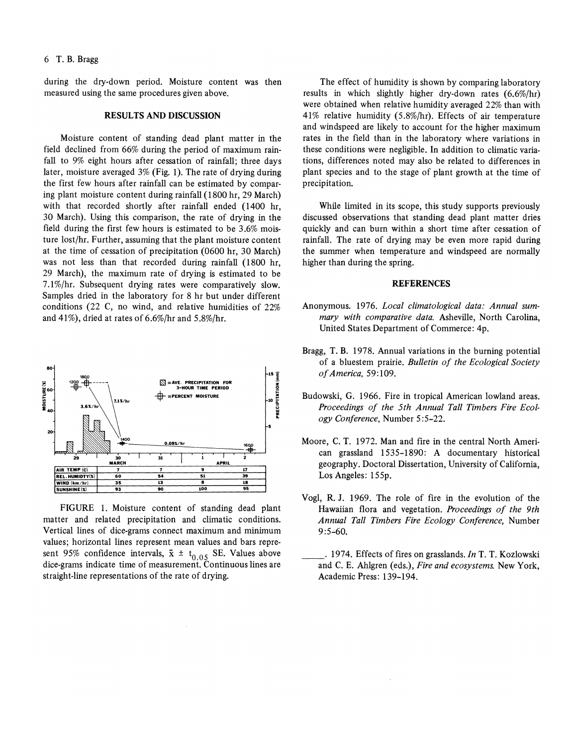during the dry-down period. Moisture content was then measured using the same procedures given above.

## RESULTS AND DISCUSSION

Moisture content of standing dead plant matter in the field declined from 66% during the period of maximum rainfall to 9% eight hours after cessation of rainfall; three days later, moisture averaged 3% (Fig. 1). The rate of drying during the first few hours after rainfall can be estimated by comparing plant moisture content during rainfall (1800 hr, 29 March) with that recorded shortly after rainfall ended (1400 hr, 30 March). Using this comparison, the rate of drying in the field during the first few hours is estimated to be 3.6% moisture lost/hr. Further, assuming that the plant moisture content at the time of cessation of precipitation (0600 hr, 30 March) was not less than that recorded during rainfall (1800 hr, 29 March), the maximum rate of drying is estimated to be 7.1%/hr. Subsequent drying rates were comparatively slow. Samples dried in the laboratory for 8 hr but under different conditions (22 C, no wind, and relative humidities of 22% and 41%), dried at rates of 6.6%/hr and 5.8%/hr.

80
60
40
20
MOISTURE (%)
1200
1800
3.6%/hr
7.1%/hr
1400
0.08%/hr
1600
= AVE. PRECIPITATION FOR 3-HOUR TIME PERIOD
= PERCENT MOISTURE
15
10
5
PRECIPITATION (mm)
29
30
MARCH
31
1
APRIL
2

AIR TEMP (C) 7 7 9 17
REL. HUMIDTY (%) 60 54 51 39
WIND (km/hr) 35 13 8 18
SUNSHINE (%) 93 90 100 95

FIGURE 1. Moisture content of standing dead plant matter and related precipitation and climatic conditions. Vertical lines of dice-grams connect maximum and minimum values; horizontal lines represent mean values and bars represent 95% confidence intervals, $\bar{x} \pm t_{0.05}$ SE. Values above dice-grams indicate time of measurement. Continuous lines are straight-line representations of the rate of drying.

The effect of humidity is shown by comparing laboratory results in which slightly higher dry-down rates (6.6%/hr) were obtained when relative humidity averaged 22% than with 41% relative humidity (5.8%/hr). Effects of air temperature and windspeed are likely to account for the higher maximum rates in the field than in the laboratory where variations in these conditions were negligible. In addition to climatic variations, differences noted may also be related to differences in plant species and to the stage of plant growth at the time of precipitation.

While limited in its scope, this study supports previously discussed observations that standing dead plant matter dries quickly and can burn within a short time after cessation of rainfall. The rate of drying may be even more rapid during the summer when temperature and windspeed are normally higher than during the spring.

## REFERENCES

Anonymous. 1976. *Local climatological data: Annual summary with comparative data.* Asheville, North Carolina, United States Department of Commerce: 4p.

Bragg, T. B. 1978. Annual variations in the burning potential of a bluestem prairie. *Bulletin of the Ecological Society of America,* 59:109.

Budowski, G. 1966. Fire in tropical American lowland areas. *Proceedings of the 5th Annual Tall Timbers Fire Ecology Conference,* Number 5:5–22.

Moore, C. T. 1972. Man and fire in the central North American grassland 1535–1890: A documentary historical geography. Doctoral Dissertation, University of California, Los Angeles: 155p.

Vogl, R. J. 1969. The role of fire in the evolution of the Hawaiian flora and vegetation. *Proceedings of the 9th Annual Tall Timbers Fire Ecology Conference,* Number 9:5–60.

\_\_\_\_\_. 1974. Effects of fires on grasslands. *In* T. T. Kozlowski and C. E. Ahlgren (eds.), *Fire and ecosystems.* New York, Academic Press: 139–194.